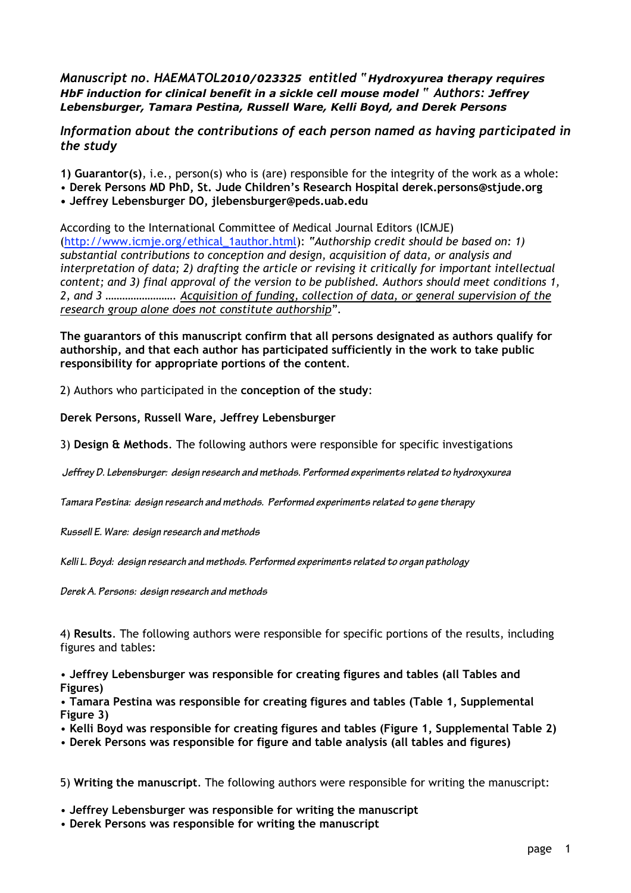*Manuscript no. HAEMATOL**2010/023325** entitled "**Hydroxyurea therapy requires HbF induction for clinical benefit in a sickle cell mouse model** " Authors: **Jeffrey Lebensburger, Tamara Pestina, Russell Ware, Kelli Boyd, and Derek Persons***

***Information about the contributions of each person named as having participated in the study***

**1) Guarantor(s)**, i.e., person(s) who is (are) responsible for the integrity of the work as a whole:

- **Derek Persons MD PhD, St. Jude Children's Research Hospital derek.persons@stjude.org**
- **Jeffrey Lebensburger DO, jlebensburger@peds.uab.edu**

According to the International Committee of Medical Journal Editors (ICMJE) (http://www.icmje.org/ethical_1author.html): *"Authorship credit should be based on: 1) substantial contributions to conception and design, acquisition of data, or analysis and interpretation of data; 2) drafting the article or revising it critically for important intellectual content; and 3) final approval of the version to be published. Authors should meet conditions 1, 2, and 3 ……………………. Acquisition of funding, collection of data, or general supervision of the research group alone does not constitute authorship"*.

**The guarantors of this manuscript confirm that all persons designated as authors qualify for authorship, and that each author has participated sufficiently in the work to take public responsibility for appropriate portions of the content.**

2) Authors who participated in the **conception of the study**:

**Derek Persons, Russell Ware, Jeffrey Lebensburger**

3) **Design & Methods**. The following authors were responsible for specific investigations

*Jeffrey D. Lebensburger: design research and methods. Performed experiments related to hydroxyurea*

*Tamara Pestina: design research and methods. Performed experiments related to gene therapy*

*Russell E. Ware: design research and methods*

*Kelli L. Boyd: design research and methods. Performed experiments related to organ pathology*

*Derek A. Persons: design research and methods*

4) **Results**. The following authors were responsible for specific portions of the results, including figures and tables:

- **Jeffrey Lebensburger was responsible for creating figures and tables (all Tables and Figures)**
- **Tamara Pestina was responsible for creating figures and tables (Table 1, Supplemental Figure 3)**
- **Kelli Boyd was responsible for creating figures and tables (Figure 1, Supplemental Table 2)**
- **Derek Persons was responsible for figure and table analysis (all tables and figures)**

5) **Writing the manuscript**. The following authors were responsible for writing the manuscript:

- **Jeffrey Lebensburger was responsible for writing the manuscript**
- **Derek Persons was responsible for writing the manuscript**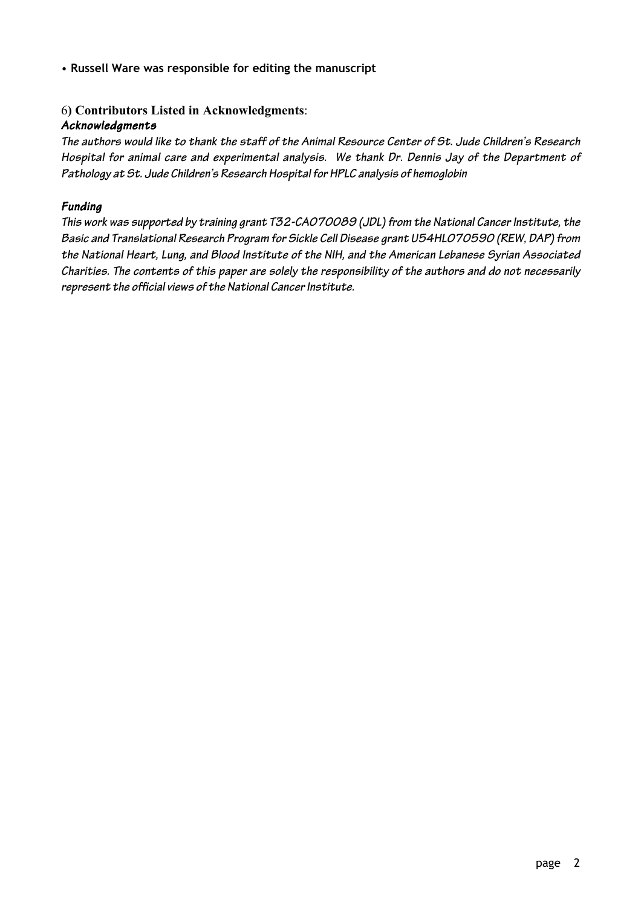- **Russell Ware was responsible for editing the manuscript**

## 6) Contributors Listed in Acknowledgments:

### *Acknowledgments*

*The authors would like to thank the staff of the Animal Resource Center of St. Jude Children's Research Hospital for animal care and experimental analysis. We thank Dr. Dennis Jay of the Department of Pathology at St. Jude Children's Research Hospital for HPLC analysis of hemoglobin*

### *Funding*

*This work was supported by training grant T32-CA070089 (JDL) from the National Cancer Institute, the Basic and Translational Research Program for Sickle Cell Disease grant U54HL070590 (REW, DAP) from the National Heart, Lung, and Blood Institute of the NIH, and the American Lebanese Syrian Associated Charities. The contents of this paper are solely the responsibility of the authors and do not necessarily represent the official views of the National Cancer Institute.*